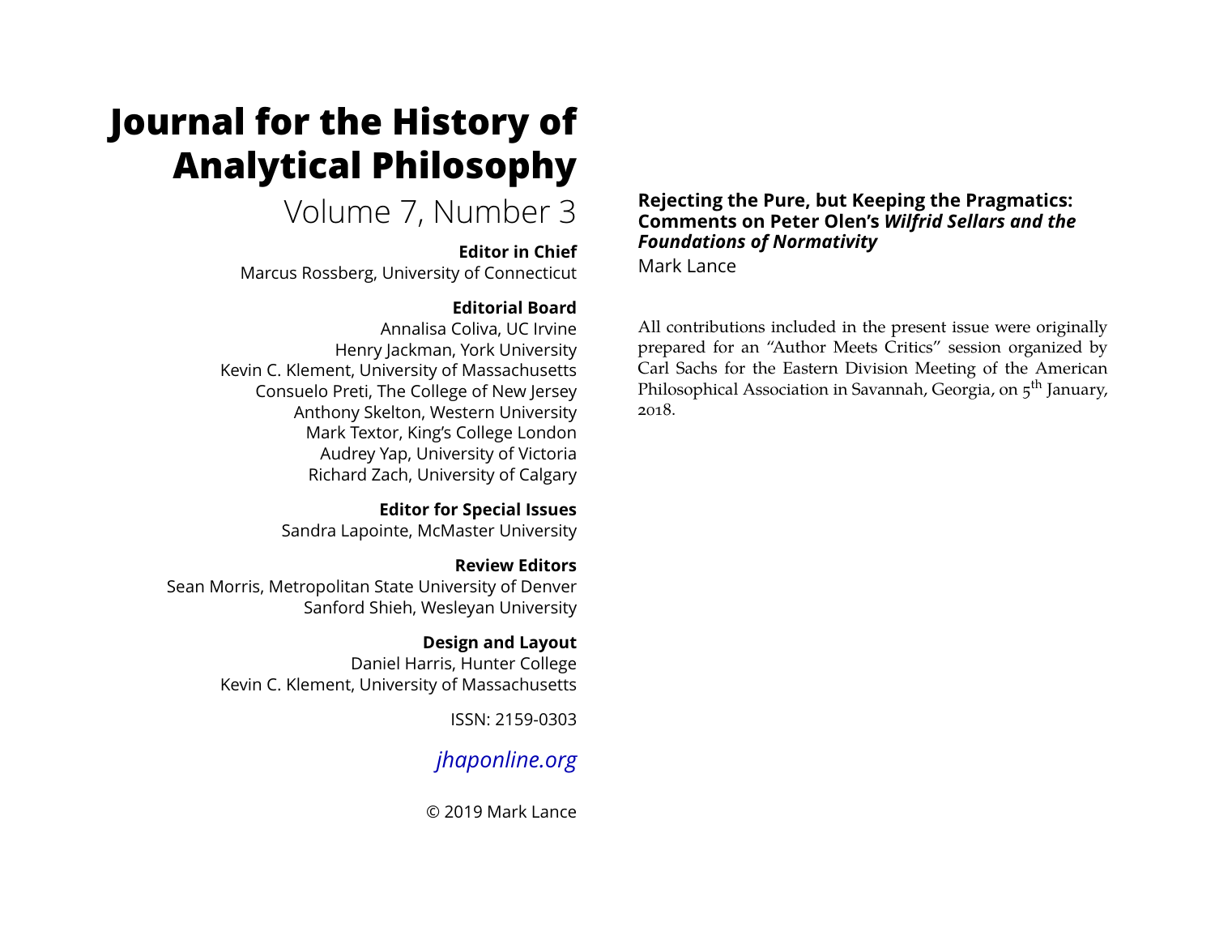# Journal for the History of Analytical Philosophy

Volume 7, Number 3

**Editor in Chief**
Marcus Rossberg, University of Connecticut

**Editorial Board**
Annalisa Coliva, UC Irvine
Henry Jackman, York University
Kevin C. Klement, University of Massachusetts
Consuelo Preti, The College of New Jersey
Anthony Skelton, Western University
Mark Textor, King's College London
Audrey Yap, University of Victoria
Richard Zach, University of Calgary

**Editor for Special Issues**
Sandra Lapointe, McMaster University

**Review Editors**
Sean Morris, Metropolitan State University of Denver
Sanford Shieh, Wesleyan University

**Design and Layout**
Daniel Harris, Hunter College
Kevin C. Klement, University of Massachusetts

ISSN: 2159-0303

*jhaponline.org*

© 2019 Mark Lance

## Rejecting the Pure, but Keeping the Pragmatics: Comments on Peter Olen's *Wilfrid Sellars and the Foundations of Normativity*

Mark Lance

All contributions included in the present issue were originally prepared for an "Author Meets Critics" session organized by Carl Sachs for the Eastern Division Meeting of the American Philosophical Association in Savannah, Georgia, on 5th January, 2018.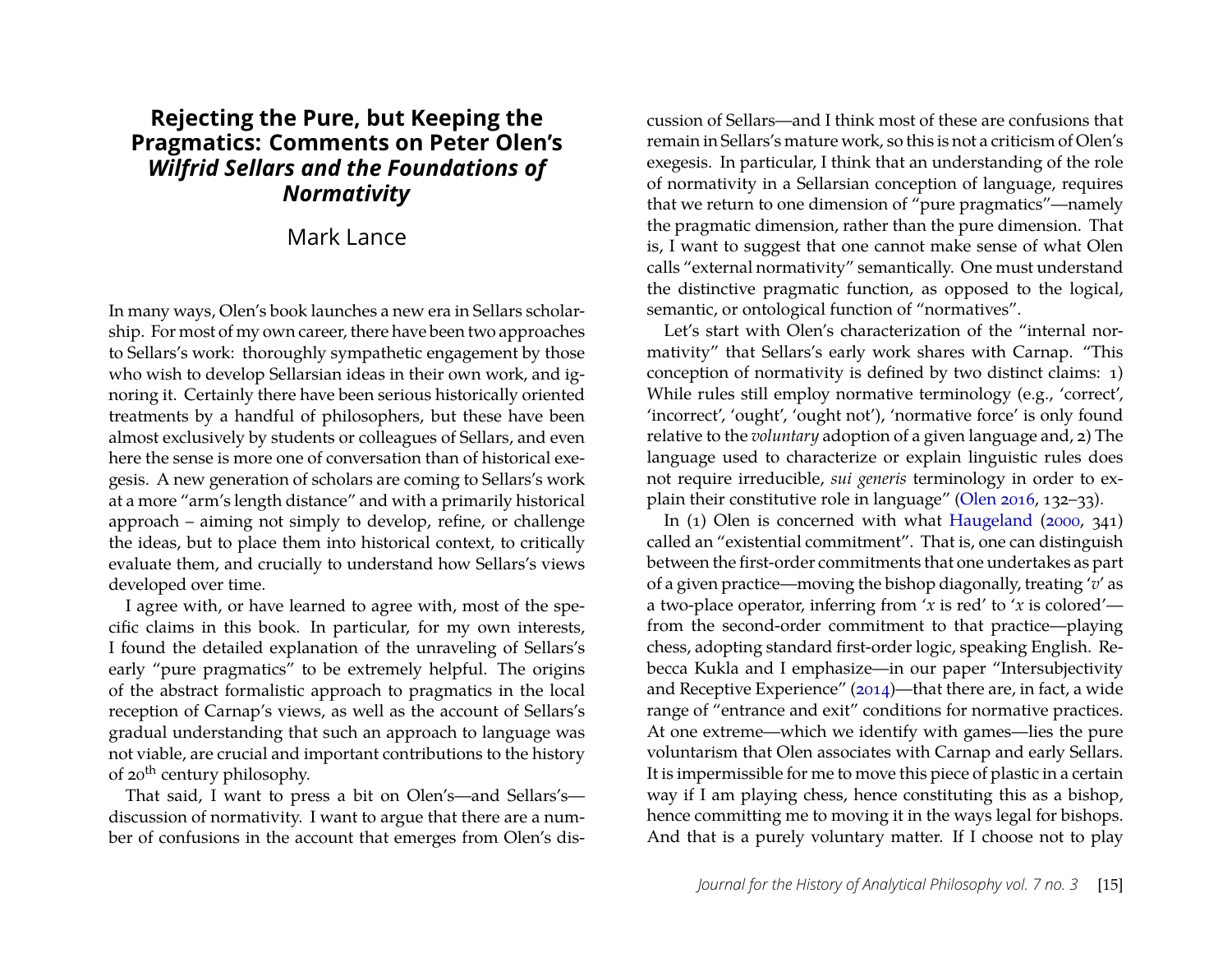# Rejecting the Pure, but Keeping the Pragmatics: Comments on Peter Olen's *Wilfrid Sellars and the Foundations of Normativity*

Mark Lance

In many ways, Olen's book launches a new era in Sellars scholarship. For most of my own career, there have been two approaches to Sellars's work: thoroughly sympathetic engagement by those who wish to develop Sellarsian ideas in their own work, and ignoring it. Certainly there have been serious historically oriented treatments by a handful of philosophers, but these have been almost exclusively by students or colleagues of Sellars, and even here the sense is more one of conversation than of historical exegesis. A new generation of scholars are coming to Sellars's work at a more "arm's length distance" and with a primarily historical approach – aiming not simply to develop, refine, or challenge the ideas, but to place them into historical context, to critically evaluate them, and crucially to understand how Sellars's views developed over time.

I agree with, or have learned to agree with, most of the specific claims in this book. In particular, for my own interests, I found the detailed explanation of the unraveling of Sellars's early "pure pragmatics" to be extremely helpful. The origins of the abstract formalistic approach to pragmatics in the local reception of Carnap's views, as well as the account of Sellars's gradual understanding that such an approach to language was not viable, are crucial and important contributions to the history of 20th century philosophy.

That said, I want to press a bit on Olen's—and Sellars's—discussion of normativity. I want to argue that there are a number of confusions in the account that emerges from Olen's discussion of Sellars—and I think most of these are confusions that remain in Sellars's mature work, so this is not a criticism of Olen's exegesis. In particular, I think that an understanding of the role of normativity in a Sellarsian conception of language, requires that we return to one dimension of "pure pragmatics"—namely the pragmatic dimension, rather than the pure dimension. That is, I want to suggest that one cannot make sense of what Olen calls "external normativity" semantically. One must understand the distinctive pragmatic function, as opposed to the logical, semantic, or ontological function of "normatives".

Let's start with Olen's characterization of the "internal normativity" that Sellars's early work shares with Carnap. "This conception of normativity is defined by two distinct claims: 1) While rules still employ normative terminology (e.g., 'correct', 'incorrect', 'ought', 'ought not'), 'normative force' is only found relative to the *voluntary* adoption of a given language and, 2) The language used to characterize or explain linguistic rules does not require irreducible, *sui generis* terminology in order to explain their constitutive role in language" (Olen 2016, 132–33).

In (1) Olen is concerned with what Haugeland (2000, 341) called an "existential commitment". That is, one can distinguish between the first-order commitments that one undertakes as part of a given practice—moving the bishop diagonally, treating '*v*' as a two-place operator, inferring from '*x* is red' to '*x* is colored'—from the second-order commitment to that practice—playing chess, adopting standard first-order logic, speaking English. Rebecca Kukla and I emphasize—in our paper "Intersubjectivity and Receptive Experience" (2014)—that there are, in fact, a wide range of "entrance and exit" conditions for normative practices. At one extreme—which we identify with games—lies the pure voluntarism that Olen associates with Carnap and early Sellars. It is impermissible for me to move this piece of plastic in a certain way if I am playing chess, hence constituting this as a bishop, hence committing me to moving it in the ways legal for bishops. And that is a purely voluntary matter. If I choose not to play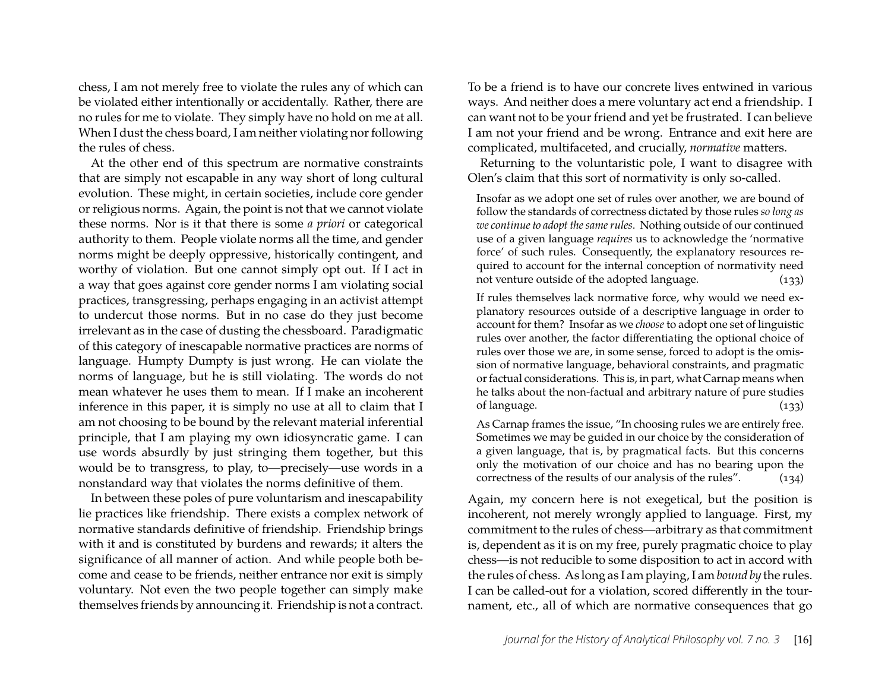chess, I am not merely free to violate the rules any of which can be violated either intentionally or accidentally. Rather, there are no rules for me to violate. They simply have no hold on me at all. When I dust the chess board, I am neither violating nor following the rules of chess.

At the other end of this spectrum are normative constraints that are simply not escapable in any way short of long cultural evolution. These might, in certain societies, include core gender or religious norms. Again, the point is not that we cannot violate these norms. Nor is it that there is some *a priori* or categorical authority to them. People violate norms all the time, and gender norms might be deeply oppressive, historically contingent, and worthy of violation. But one cannot simply opt out. If I act in a way that goes against core gender norms I am violating social practices, transgressing, perhaps engaging in an activist attempt to undercut those norms. But in no case do they just become irrelevant as in the case of dusting the chessboard. Paradigmatic of this category of inescapable normative practices are norms of language. Humpty Dumpty is just wrong. He can violate the norms of language, but he is still violating. The words do not mean whatever he uses them to mean. If I make an incoherent inference in this paper, it is simply no use at all to claim that I am not choosing to be bound by the relevant material inferential principle, that I am playing my own idiosyncratic game. I can use words absurdly by just stringing them together, but this would be to transgress, to play, to—precisely—use words in a nonstandard way that violates the norms definitive of them.

In between these poles of pure voluntarism and inescapability lie practices like friendship. There exists a complex network of normative standards definitive of friendship. Friendship brings with it and is constituted by burdens and rewards; it alters the significance of all manner of action. And while people both become and cease to be friends, neither entrance nor exit is simply voluntary. Not even the two people together can simply make themselves friends by announcing it. Friendship is not a contract. To be a friend is to have our concrete lives entwined in various ways. And neither does a mere voluntary act end a friendship. I can want not to be your friend and yet be frustrated. I can believe I am not your friend and be wrong. Entrance and exit here are complicated, multifaceted, and crucially, *normative* matters.

Returning to the voluntaristic pole, I want to disagree with Olen's claim that this sort of normativity is only so-called.

> Insofar as we adopt one set of rules over another, we are bound of follow the standards of correctness dictated by those rules *so long as we continue to adopt the same rules*. Nothing outside of our continued use of a given language *requires* us to acknowledge the 'normative force' of such rules. Consequently, the explanatory resources required to account for the internal conception of normativity need not venture outside of the adopted language. (133)

> If rules themselves lack normative force, why would we need explanatory resources outside of a descriptive language in order to account for them? Insofar as we *choose* to adopt one set of linguistic rules over another, the factor differentiating the optional choice of rules over those we are, in some sense, forced to adopt is the omission of normative language, behavioral constraints, and pragmatic or factual considerations. This is, in part, what Carnap means when he talks about the non-factual and arbitrary nature of pure studies of language. (133)

> As Carnap frames the issue, "In choosing rules we are entirely free. Sometimes we may be guided in our choice by the consideration of a given language, that is, by pragmatical facts. But this concerns only the motivation of our choice and has no bearing upon the correctness of the results of our analysis of the rules". (134)

Again, my concern here is not exegetical, but the position is incoherent, not merely wrongly applied to language. First, my commitment to the rules of chess—arbitrary as that commitment is, dependent as it is on my free, purely pragmatic choice to play chess—is not reducible to some disposition to act in accord with the rules of chess. As long as I am playing, I am *bound by* the rules. I can be called-out for a violation, scored differently in the tournament, etc., all of which are normative consequences that go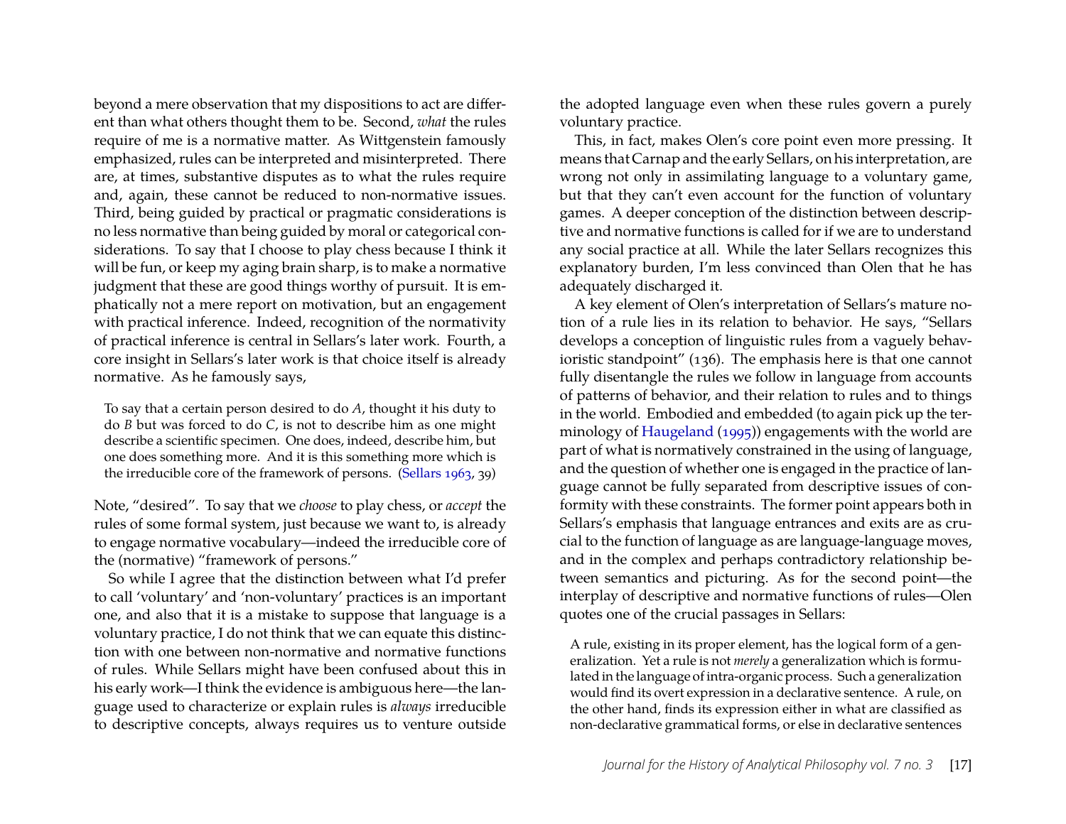beyond a mere observation that my dispositions to act are different than what others thought them to be. Second, *what* the rules require of me is a normative matter. As Wittgenstein famously emphasized, rules can be interpreted and misinterpreted. There are, at times, substantive disputes as to what the rules require and, again, these cannot be reduced to non-normative issues. Third, being guided by practical or pragmatic considerations is no less normative than being guided by moral or categorical considerations. To say that I choose to play chess because I think it will be fun, or keep my aging brain sharp, is to make a normative judgment that these are good things worthy of pursuit. It is emphatically not a mere report on motivation, but an engagement with practical inference. Indeed, recognition of the normativity of practical inference is central in Sellars's later work. Fourth, a core insight in Sellars's later work is that choice itself is already normative. As he famously says,

> To say that a certain person desired to do *A*, thought it his duty to do *B* but was forced to do *C*, is not to describe him as one might describe a scientific specimen. One does, indeed, describe him, but one does something more. And it is this something more which is the irreducible core of the framework of persons. (Sellars 1963, 39)

Note, "desired". To say that we *choose* to play chess, or *accept* the rules of some formal system, just because we want to, is already to engage normative vocabulary—indeed the irreducible core of the (normative) "framework of persons."

So while I agree that the distinction between what I'd prefer to call 'voluntary' and 'non-voluntary' practices is an important one, and also that it is a mistake to suppose that language is a voluntary practice, I do not think that we can equate this distinction with one between non-normative and normative functions of rules. While Sellars might have been confused about this in his early work—I think the evidence is ambiguous here—the language used to characterize or explain rules is *always* irreducible to descriptive concepts, always requires us to venture outside the adopted language even when these rules govern a purely voluntary practice.

This, in fact, makes Olen's core point even more pressing. It means that Carnap and the early Sellars, on his interpretation, are wrong not only in assimilating language to a voluntary game, but that they can't even account for the function of voluntary games. A deeper conception of the distinction between descriptive and normative functions is called for if we are to understand any social practice at all. While the later Sellars recognizes this explanatory burden, I'm less convinced than Olen that he has adequately discharged it.

A key element of Olen's interpretation of Sellars's mature notion of a rule lies in its relation to behavior. He says, "Sellars develops a conception of linguistic rules from a vaguely behavioristic standpoint" (136). The emphasis here is that one cannot fully disentangle the rules we follow in language from accounts of patterns of behavior, and their relation to rules and to things in the world. Embodied and embedded (to again pick up the terminology of Haugeland (1995)) engagements with the world are part of what is normatively constrained in the using of language, and the question of whether one is engaged in the practice of language cannot be fully separated from descriptive issues of conformity with these constraints. The former point appears both in Sellars's emphasis that language entrances and exits are as crucial to the function of language as are language-language moves, and in the complex and perhaps contradictory relationship between semantics and picturing. As for the second point—the interplay of descriptive and normative functions of rules—Olen quotes one of the crucial passages in Sellars:

> A rule, existing in its proper element, has the logical form of a generalization. Yet a rule is not *merely* a generalization which is formulated in the language of intra-organic process. Such a generalization would find its overt expression in a declarative sentence. A rule, on the other hand, finds its expression either in what are classified as non-declarative grammatical forms, or else in declarative sentences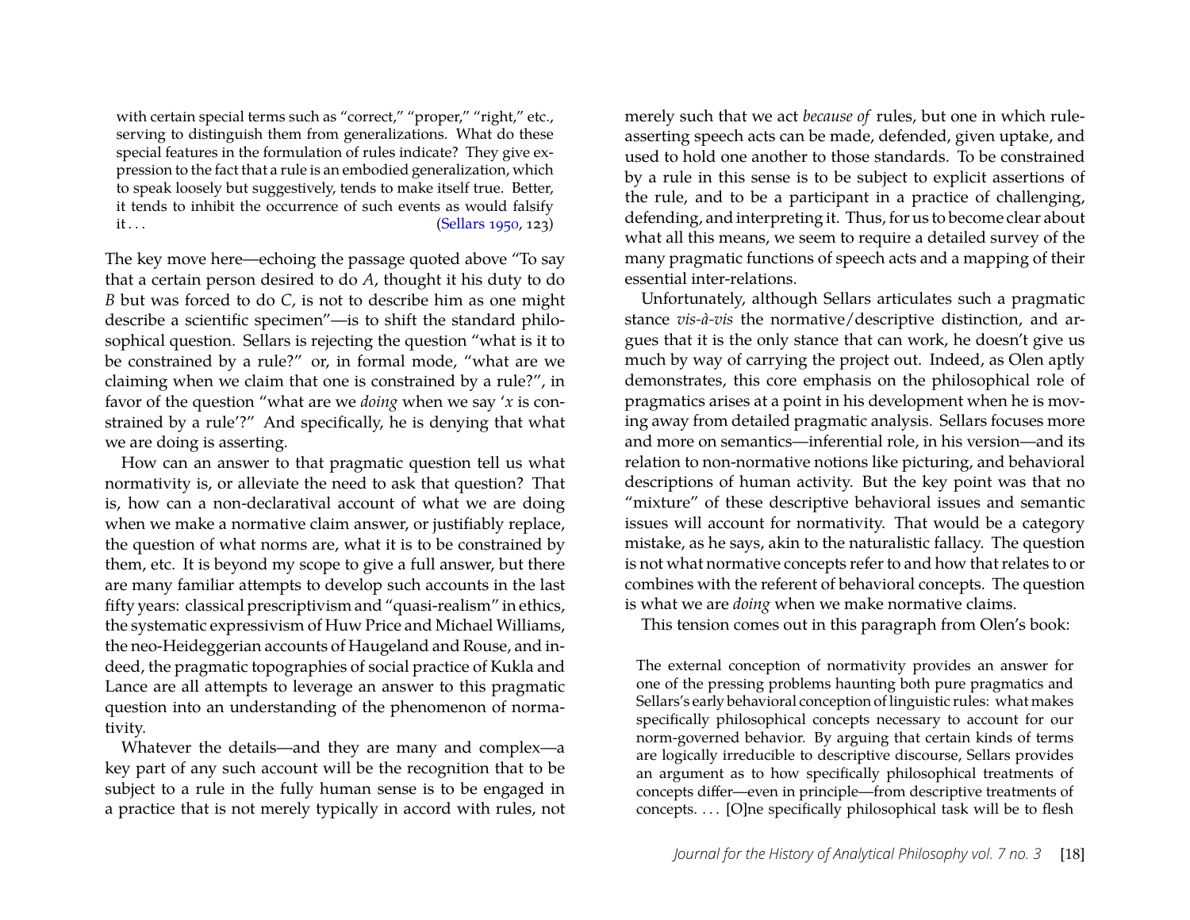> with certain special terms such as "correct," "proper," "right," etc., serving to distinguish them from generalizations. What do these special features in the formulation of rules indicate? They give expression to the fact that a rule is an embodied generalization, which to speak loosely but suggestively, tends to make itself true. Better, it tends to inhibit the occurrence of such events as would falsify it . . . (Sellars 1950, 123)

The key move here—echoing the passage quoted above "To say that a certain person desired to do *A*, thought it his duty to do *B* but was forced to do *C*, is not to describe him as one might describe a scientific specimen"—is to shift the standard philosophical question. Sellars is rejecting the question "what is it to be constrained by a rule?" or, in formal mode, "what are we claiming when we claim that one is constrained by a rule?", in favor of the question "what are we *doing* when we say '*x* is constrained by a rule'?" And specifically, he is denying that what we are doing is asserting.

How can an answer to that pragmatic question tell us what normativity is, or alleviate the need to ask that question? That is, how can a non-declaratival account of what we are doing when we make a normative claim answer, or justifiably replace, the question of what norms are, what it is to be constrained by them, etc. It is beyond my scope to give a full answer, but there are many familiar attempts to develop such accounts in the last fifty years: classical prescriptivism and "quasi-realism" in ethics, the systematic expressivism of Huw Price and Michael Williams, the neo-Heideggerian accounts of Haugeland and Rouse, and indeed, the pragmatic topographies of social practice of Kukla and Lance are all attempts to leverage an answer to this pragmatic question into an understanding of the phenomenon of normativity.

Whatever the details—and they are many and complex—a key part of any such account will be the recognition that to be subject to a rule in the fully human sense is to be engaged in a practice that is not merely typically in accord with rules, not merely such that we act *because of* rules, but one in which rule-asserting speech acts can be made, defended, given uptake, and used to hold one another to those standards. To be constrained by a rule in this sense is to be subject to explicit assertions of the rule, and to be a participant in a practice of challenging, defending, and interpreting it. Thus, for us to become clear about what all this means, we seem to require a detailed survey of the many pragmatic functions of speech acts and a mapping of their essential inter-relations.

Unfortunately, although Sellars articulates such a pragmatic stance *vis-à-vis* the normative/descriptive distinction, and argues that it is the only stance that can work, he doesn't give us much by way of carrying the project out. Indeed, as Olen aptly demonstrates, this core emphasis on the philosophical role of pragmatics arises at a point in his development when he is moving away from detailed pragmatic analysis. Sellars focuses more and more on semantics—inferential role, in his version—and its relation to non-normative notions like picturing, and behavioral descriptions of human activity. But the key point was that no "mixture" of these descriptive behavioral issues and semantic issues will account for normativity. That would be a category mistake, as he says, akin to the naturalistic fallacy. The question is not what normative concepts refer to and how that relates to or combines with the referent of behavioral concepts. The question is what we are *doing* when we make normative claims.

This tension comes out in this paragraph from Olen's book:

> The external conception of normativity provides an answer for one of the pressing problems haunting both pure pragmatics and Sellars's early behavioral conception of linguistic rules: what makes specifically philosophical concepts necessary to account for our norm-governed behavior. By arguing that certain kinds of terms are logically irreducible to descriptive discourse, Sellars provides an argument as to how specifically philosophical treatments of concepts differ—even in principle—from descriptive treatments of concepts. . . . [O]ne specifically philosophical task will be to flesh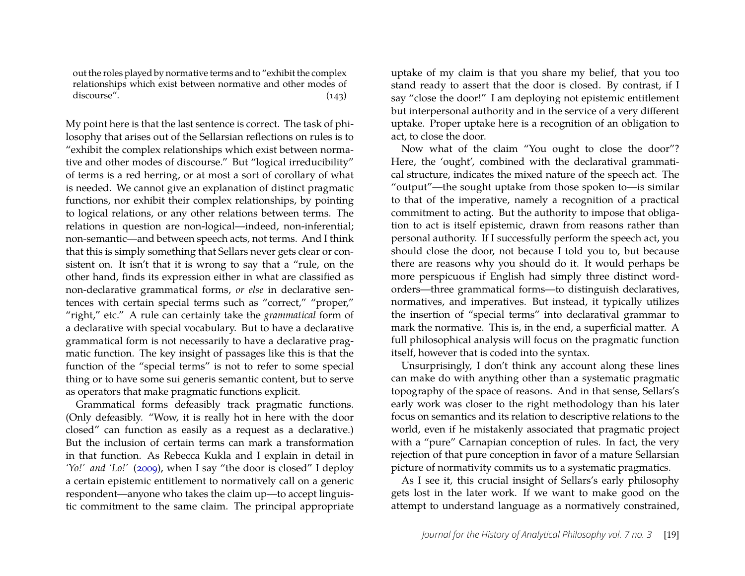> out the roles played by normative terms and to "exhibit the complex relationships which exist between normative and other modes of discourse". (143)

My point here is that the last sentence is correct. The task of philosophy that arises out of the Sellarsian reflections on rules is to "exhibit the complex relationships which exist between normative and other modes of discourse." But "logical irreducibility" of terms is a red herring, or at most a sort of corollary of what is needed. We cannot give an explanation of distinct pragmatic functions, nor exhibit their complex relationships, by pointing to logical relations, or any other relations between terms. The relations in question are non-logical—indeed, non-inferential; non-semantic—and between speech acts, not terms. And I think that this is simply something that Sellars never gets clear or consistent on. It isn't that it is wrong to say that a "rule, on the other hand, finds its expression either in what are classified as non-declarative grammatical forms, *or else* in declarative sentences with certain special terms such as "correct," "proper," "right," etc." A rule can certainly take the *grammatical* form of a declarative with special vocabulary. But to have a declarative grammatical form is not necessarily to have a declarative pragmatic function. The key insight of passages like this is that the function of the "special terms" is not to refer to some special thing or to have some sui generis semantic content, but to serve as operators that make pragmatic functions explicit.

Grammatical forms defeasibly track pragmatic functions. (Only defeasibly. "Wow, it is really hot in here with the door closed" can function as easily as a request as a declarative.) But the inclusion of certain terms can mark a transformation in that function. As Rebecca Kukla and I explain in detail in *'Yo!' and 'Lo!'* (2009), when I say "the door is closed" I deploy a certain epistemic entitlement to normatively call on a generic respondent—anyone who takes the claim up—to accept linguistic commitment to the same claim. The principal appropriate uptake of my claim is that you share my belief, that you too stand ready to assert that the door is closed. By contrast, if I say "close the door!" I am deploying not epistemic entitlement but interpersonal authority and in the service of a very different uptake. Proper uptake here is a recognition of an obligation to act, to close the door.

Now what of the claim "You ought to close the door"? Here, the 'ought', combined with the declaratival grammatical structure, indicates the mixed nature of the speech act. The "output"—the sought uptake from those spoken to—is similar to that of the imperative, namely a recognition of a practical commitment to acting. But the authority to impose that obligation to act is itself epistemic, drawn from reasons rather than personal authority. If I successfully perform the speech act, you should close the door, not because I told you to, but because there are reasons why you should do it. It would perhaps be more perspicuous if English had simply three distinct word-orders—three grammatical forms—to distinguish declaratives, normatives, and imperatives. But instead, it typically utilizes the insertion of "special terms" into declaratival grammar to mark the normative. This is, in the end, a superficial matter. A full philosophical analysis will focus on the pragmatic function itself, however that is coded into the syntax.

Unsurprisingly, I don't think any account along these lines can make do with anything other than a systematic pragmatic topography of the space of reasons. And in that sense, Sellars's early work was closer to the right methodology than his later focus on semantics and its relation to descriptive relations to the world, even if he mistakenly associated that pragmatic project with a "pure" Carnapian conception of rules. In fact, the very rejection of that pure conception in favor of a mature Sellarsian picture of normativity commits us to a systematic pragmatics.

As I see it, this crucial insight of Sellars's early philosophy gets lost in the later work. If we want to make good on the attempt to understand language as a normatively constrained,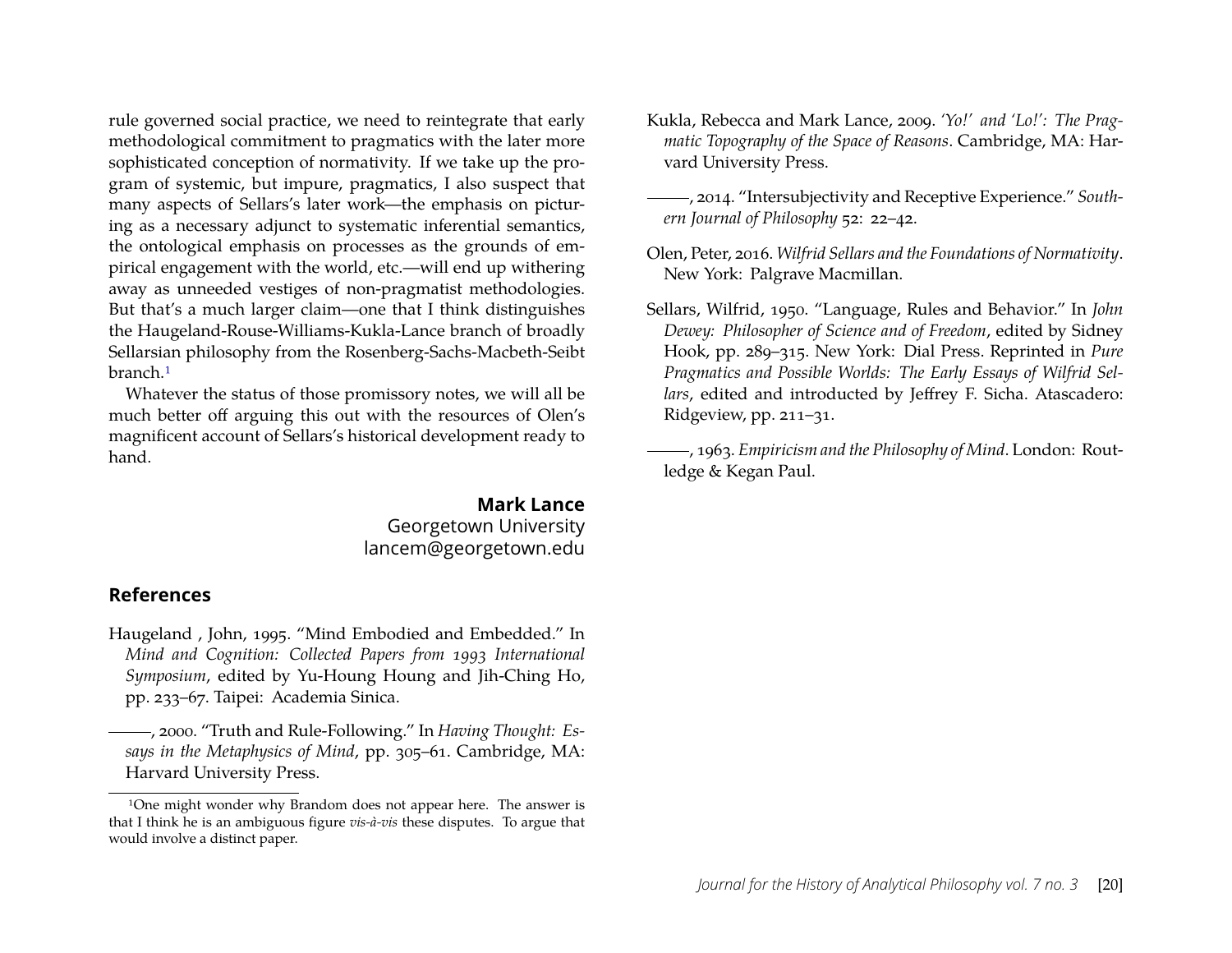rule governed social practice, we need to reintegrate that early methodological commitment to pragmatics with the later more sophisticated conception of normativity. If we take up the program of systemic, but impure, pragmatics, I also suspect that many aspects of Sellars's later work—the emphasis on picturing as a necessary adjunct to systematic inferential semantics, the ontological emphasis on processes as the grounds of empirical engagement with the world, etc.—will end up withering away as unneeded vestiges of non-pragmatist methodologies. But that's a much larger claim—one that I think distinguishes the Haugeland-Rouse-Williams-Kukla-Lance branch of broadly Sellarsian philosophy from the Rosenberg-Sachs-Macbeth-Seibt branch.[1]

Whatever the status of those promissory notes, we will all be much better off arguing this out with the resources of Olen's magnificent account of Sellars's historical development ready to hand.

**Mark Lance**
Georgetown University
lancem@georgetown.edu

## References

Haugeland , John, 1995. "Mind Embodied and Embedded." In *Mind and Cognition: Collected Papers from 1993 International Symposium*, edited by Yu-Houng Houng and Jih-Ching Ho, pp. 233–67. Taipei: Academia Sinica.

———, 2000. "Truth and Rule-Following." In *Having Thought: Essays in the Metaphysics of Mind*, pp. 305–61. Cambridge, MA: Harvard University Press.

Kukla, Rebecca and Mark Lance, 2009. *'Yo!' and 'Lo!': The Pragmatic Topography of the Space of Reasons*. Cambridge, MA: Harvard University Press.

———, 2014. "Intersubjectivity and Receptive Experience." *Southern Journal of Philosophy* 52: 22–42.

Olen, Peter, 2016. *Wilfrid Sellars and the Foundations of Normativity*. New York: Palgrave Macmillan.

Sellars, Wilfrid, 1950. "Language, Rules and Behavior." In *John Dewey: Philosopher of Science and of Freedom*, edited by Sidney Hook, pp. 289–315. New York: Dial Press. Reprinted in *Pure Pragmatics and Possible Worlds: The Early Essays of Wilfrid Sellars*, edited and introducted by Jeffrey F. Sicha. Atascadero: Ridgeview, pp. 211–31.

———, 1963. *Empiricism and the Philosophy of Mind*. London: Routledge & Kegan Paul.

[1] One might wonder why Brandom does not appear here. The answer is that I think he is an ambiguous figure *vis-à-vis* these disputes. To argue that would involve a distinct paper.